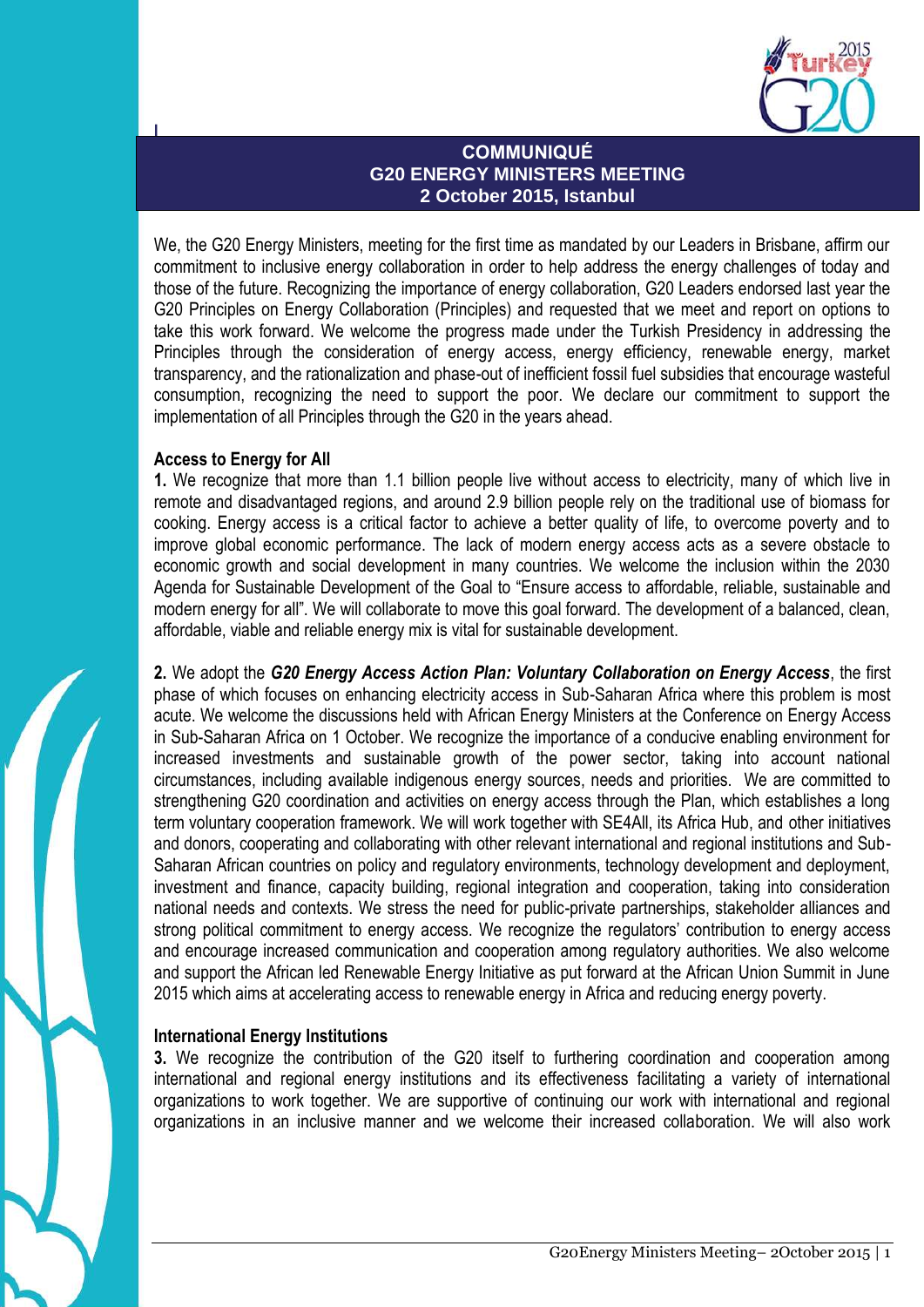# COMMUNIQUÉ
# G20 ENERGY MINISTERS MEETING
# 2 October 2015, Istanbul

We, the G20 Energy Ministers, meeting for the first time as mandated by our Leaders in Brisbane, affirm our commitment to inclusive energy collaboration in order to help address the energy challenges of today and those of the future. Recognizing the importance of energy collaboration, G20 Leaders endorsed last year the G20 Principles on Energy Collaboration (Principles) and requested that we meet and report on options to take this work forward. We welcome the progress made under the Turkish Presidency in addressing the Principles through the consideration of energy access, energy efficiency, renewable energy, market transparency, and the rationalization and phase-out of inefficient fossil fuel subsidies that encourage wasteful consumption, recognizing the need to support the poor. We declare our commitment to support the implementation of all Principles through the G20 in the years ahead.

**Access to Energy for All**

**1.** We recognize that more than 1.1 billion people live without access to electricity, many of which live in remote and disadvantaged regions, and around 2.9 billion people rely on the traditional use of biomass for cooking. Energy access is a critical factor to achieve a better quality of life, to overcome poverty and to improve global economic performance. The lack of modern energy access acts as a severe obstacle to economic growth and social development in many countries. We welcome the inclusion within the 2030 Agenda for Sustainable Development of the Goal to "Ensure access to affordable, reliable, sustainable and modern energy for all". We will collaborate to move this goal forward. The development of a balanced, clean, affordable, viable and reliable energy mix is vital for sustainable development.

**2.** We adopt the ***G20 Energy Access Action Plan: Voluntary Collaboration on Energy Access***, the first phase of which focuses on enhancing electricity access in Sub-Saharan Africa where this problem is most acute. We welcome the discussions held with African Energy Ministers at the Conference on Energy Access in Sub-Saharan Africa on 1 October. We recognize the importance of a conducive enabling environment for increased investments and sustainable growth of the power sector, taking into account national circumstances, including available indigenous energy sources, needs and priorities. We are committed to strengthening G20 coordination and activities on energy access through the Plan, which establishes a long term voluntary cooperation framework. We will work together with SE4All, its Africa Hub, and other initiatives and donors, cooperating and collaborating with other relevant international and regional institutions and Sub-Saharan African countries on policy and regulatory environments, technology development and deployment, investment and finance, capacity building, regional integration and cooperation, taking into consideration national needs and contexts. We stress the need for public-private partnerships, stakeholder alliances and strong political commitment to energy access. We recognize the regulators' contribution to energy access and encourage increased communication and cooperation among regulatory authorities. We also welcome and support the African led Renewable Energy Initiative as put forward at the African Union Summit in June 2015 which aims at accelerating access to renewable energy in Africa and reducing energy poverty.

**International Energy Institutions**

**3.** We recognize the contribution of the G20 itself to furthering coordination and cooperation among international and regional energy institutions and its effectiveness facilitating a variety of international organizations to work together. We are supportive of continuing our work with international and regional organizations in an inclusive manner and we welcome their increased collaboration. We will also work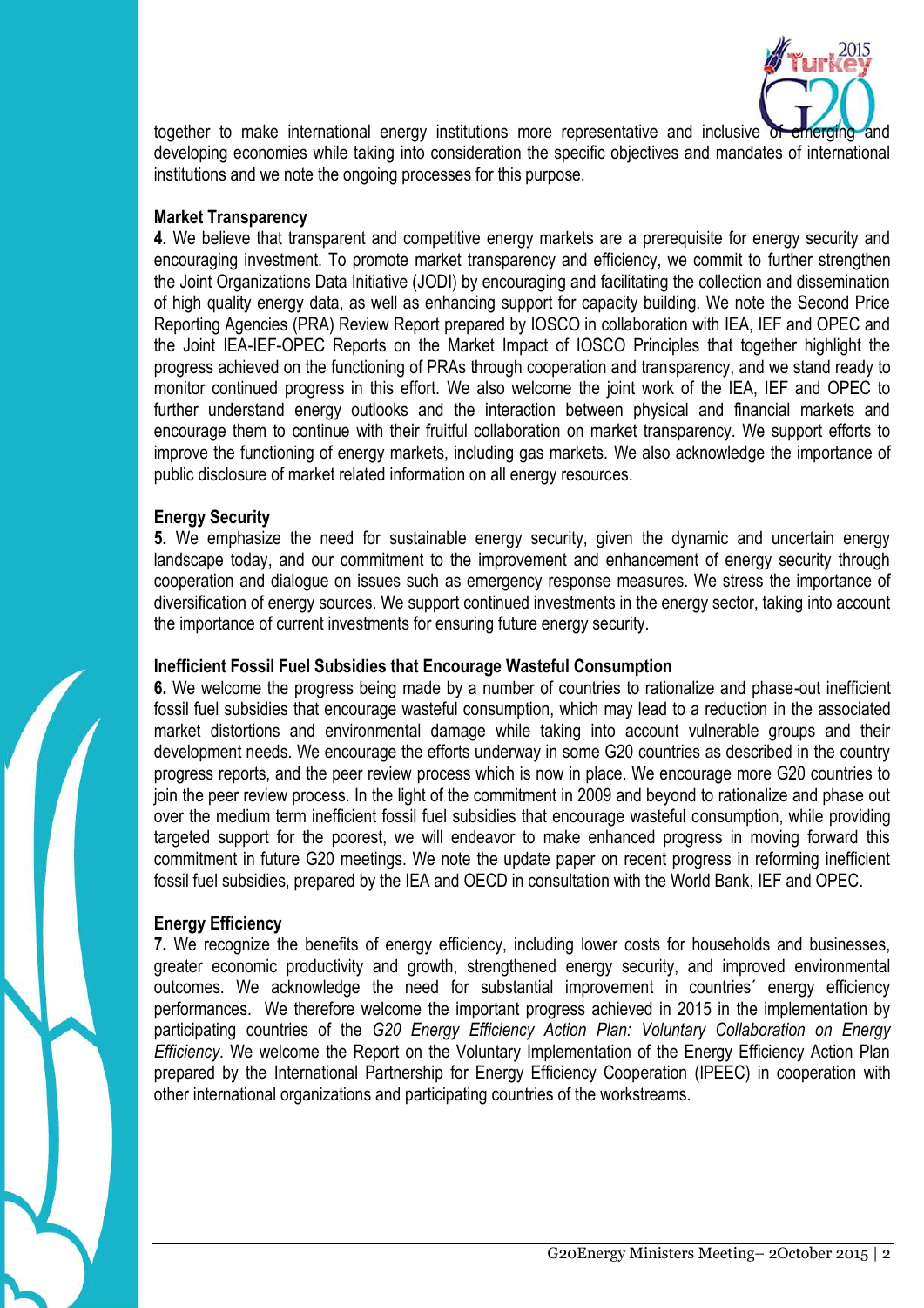together to make international energy institutions more representative and inclusive of emerging and developing economies while taking into consideration the specific objectives and mandates of international institutions and we note the ongoing processes for this purpose.

**Market Transparency**

**4.** We believe that transparent and competitive energy markets are a prerequisite for energy security and encouraging investment. To promote market transparency and efficiency, we commit to further strengthen the Joint Organizations Data Initiative (JODI) by encouraging and facilitating the collection and dissemination of high quality energy data, as well as enhancing support for capacity building. We note the Second Price Reporting Agencies (PRA) Review Report prepared by IOSCO in collaboration with IEA, IEF and OPEC and the Joint IEA-IEF-OPEC Reports on the Market Impact of IOSCO Principles that together highlight the progress achieved on the functioning of PRAs through cooperation and transparency, and we stand ready to monitor continued progress in this effort. We also welcome the joint work of the IEA, IEF and OPEC to further understand energy outlooks and the interaction between physical and financial markets and encourage them to continue with their fruitful collaboration on market transparency. We support efforts to improve the functioning of energy markets, including gas markets. We also acknowledge the importance of public disclosure of market related information on all energy resources.

**Energy Security**

**5.** We emphasize the need for sustainable energy security, given the dynamic and uncertain energy landscape today, and our commitment to the improvement and enhancement of energy security through cooperation and dialogue on issues such as emergency response measures. We stress the importance of diversification of energy sources. We support continued investments in the energy sector, taking into account the importance of current investments for ensuring future energy security.

**Inefficient Fossil Fuel Subsidies that Encourage Wasteful Consumption**

**6.** We welcome the progress being made by a number of countries to rationalize and phase-out inefficient fossil fuel subsidies that encourage wasteful consumption, which may lead to a reduction in the associated market distortions and environmental damage while taking into account vulnerable groups and their development needs. We encourage the efforts underway in some G20 countries as described in the country progress reports, and the peer review process which is now in place. We encourage more G20 countries to join the peer review process. In the light of the commitment in 2009 and beyond to rationalize and phase out over the medium term inefficient fossil fuel subsidies that encourage wasteful consumption, while providing targeted support for the poorest, we will endeavor to make enhanced progress in moving forward this commitment in future G20 meetings. We note the update paper on recent progress in reforming inefficient fossil fuel subsidies, prepared by the IEA and OECD in consultation with the World Bank, IEF and OPEC.

**Energy Efficiency**

**7.** We recognize the benefits of energy efficiency, including lower costs for households and businesses, greater economic productivity and growth, strengthened energy security, and improved environmental outcomes. We acknowledge the need for substantial improvement in countries´ energy efficiency performances. We therefore welcome the important progress achieved in 2015 in the implementation by participating countries of the *G20 Energy Efficiency Action Plan: Voluntary Collaboration on Energy Efficiency*. We welcome the Report on the Voluntary Implementation of the Energy Efficiency Action Plan prepared by the International Partnership for Energy Efficiency Cooperation (IPEEC) in cooperation with other international organizations and participating countries of the workstreams.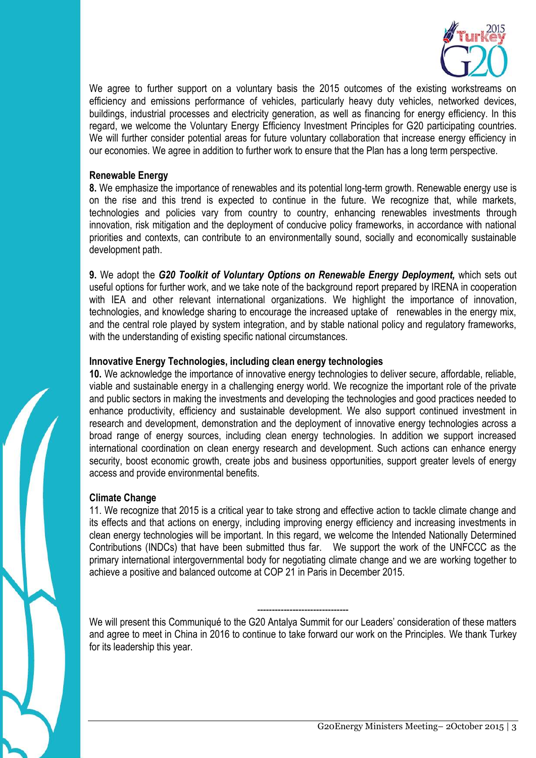We agree to further support on a voluntary basis the 2015 outcomes of the existing workstreams on efficiency and emissions performance of vehicles, particularly heavy duty vehicles, networked devices, buildings, industrial processes and electricity generation, as well as financing for energy efficiency. In this regard, we welcome the Voluntary Energy Efficiency Investment Principles for G20 participating countries. We will further consider potential areas for future voluntary collaboration that increase energy efficiency in our economies. We agree in addition to further work to ensure that the Plan has a long term perspective.

**Renewable Energy**

**8.** We emphasize the importance of renewables and its potential long-term growth. Renewable energy use is on the rise and this trend is expected to continue in the future. We recognize that, while markets, technologies and policies vary from country to country, enhancing renewables investments through innovation, risk mitigation and the deployment of conducive policy frameworks, in accordance with national priorities and contexts, can contribute to an environmentally sound, socially and economically sustainable development path.

**9.** We adopt the ***G20 Toolkit of Voluntary Options on Renewable Energy Deployment,*** which sets out useful options for further work, and we take note of the background report prepared by IRENA in cooperation with IEA and other relevant international organizations. We highlight the importance of innovation, technologies, and knowledge sharing to encourage the increased uptake of renewables in the energy mix, and the central role played by system integration, and by stable national policy and regulatory frameworks, with the understanding of existing specific national circumstances.

**Innovative Energy Technologies, including clean energy technologies**

**10.** We acknowledge the importance of innovative energy technologies to deliver secure, affordable, reliable, viable and sustainable energy in a challenging energy world. We recognize the important role of the private and public sectors in making the investments and developing the technologies and good practices needed to enhance productivity, efficiency and sustainable development. We also support continued investment in research and development, demonstration and the deployment of innovative energy technologies across a broad range of energy sources, including clean energy technologies. In addition we support increased international coordination on clean energy research and development. Such actions can enhance energy security, boost economic growth, create jobs and business opportunities, support greater levels of energy access and provide environmental benefits.

**Climate Change**

11. We recognize that 2015 is a critical year to take strong and effective action to tackle climate change and its effects and that actions on energy, including improving energy efficiency and increasing investments in clean energy technologies will be important. In this regard, we welcome the Intended Nationally Determined Contributions (INDCs) that have been submitted thus far. We support the work of the UNFCCC as the primary international intergovernmental body for negotiating climate change and we are working together to achieve a positive and balanced outcome at COP 21 in Paris in December 2015.

-------------------------------

We will present this Communiqué to the G20 Antalya Summit for our Leaders' consideration of these matters and agree to meet in China in 2016 to continue to take forward our work on the Principles. We thank Turkey for its leadership this year.